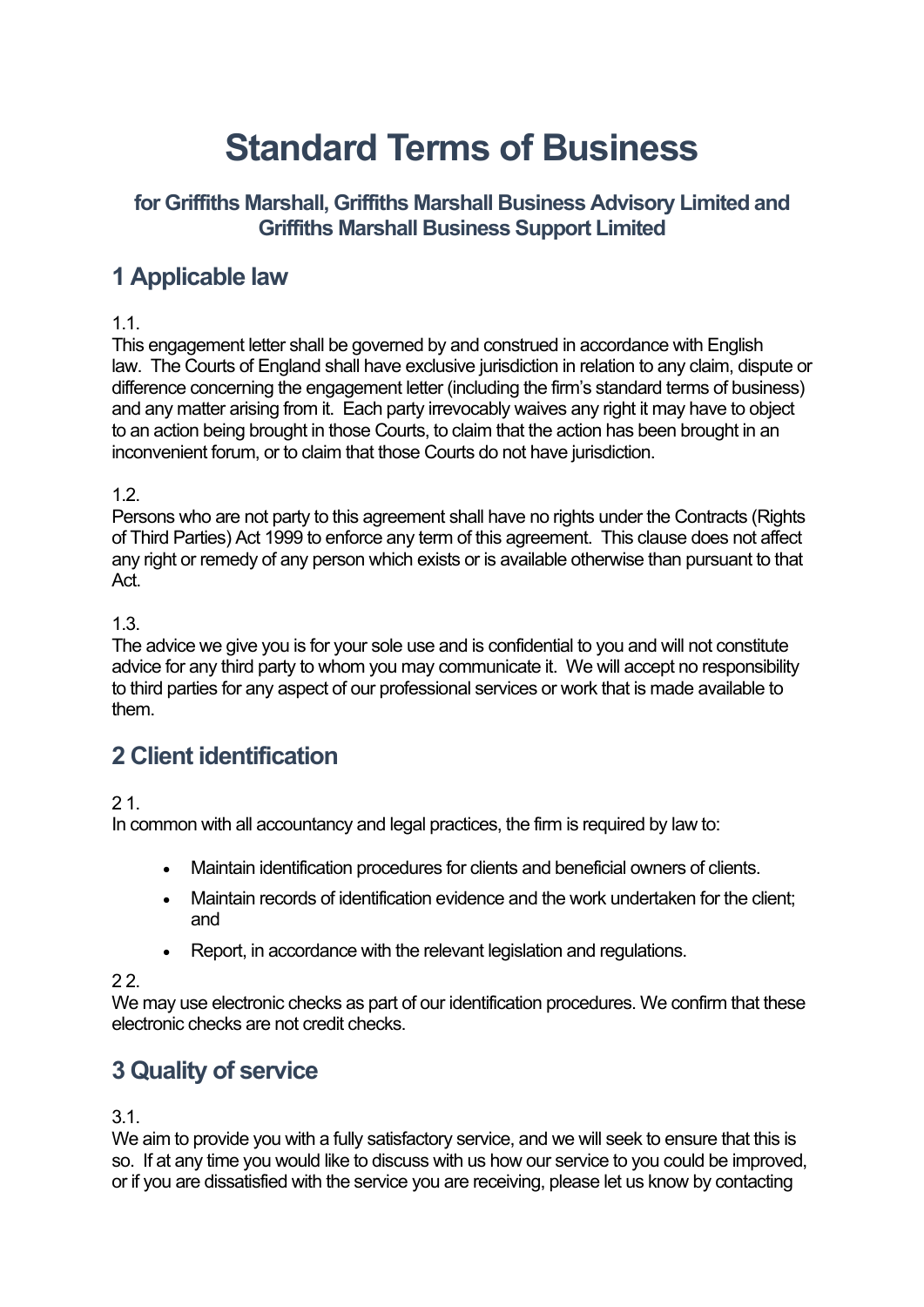# Standard Terms of Business

### for Griffiths Marshall, Griffiths Marshall Business Advisory Limited and Griffiths Marshall Business Support Limited

## 1 Applicable law

1.1.
This engagement letter shall be governed by and construed in accordance with English law. The Courts of England shall have exclusive jurisdiction in relation to any claim, dispute or difference concerning the engagement letter (including the firm's standard terms of business) and any matter arising from it. Each party irrevocably waives any right it may have to object to an action being brought in those Courts, to claim that the action has been brought in an inconvenient forum, or to claim that those Courts do not have jurisdiction.

1.2.
Persons who are not party to this agreement shall have no rights under the Contracts (Rights of Third Parties) Act 1999 to enforce any term of this agreement. This clause does not affect any right or remedy of any person which exists or is available otherwise than pursuant to that Act.

1.3.
The advice we give you is for your sole use and is confidential to you and will not constitute advice for any third party to whom you may communicate it. We will accept no responsibility to third parties for any aspect of our professional services or work that is made available to them.

## 2 Client identification

2 1.
In common with all accountancy and legal practices, the firm is required by law to:

- Maintain identification procedures for clients and beneficial owners of clients.
- Maintain records of identification evidence and the work undertaken for the client; and
- Report, in accordance with the relevant legislation and regulations.

2 2.
We may use electronic checks as part of our identification procedures. We confirm that these electronic checks are not credit checks.

## 3 Quality of service

3.1.
We aim to provide you with a fully satisfactory service, and we will seek to ensure that this is so. If at any time you would like to discuss with us how our service to you could be improved, or if you are dissatisfied with the service you are receiving, please let us know by contacting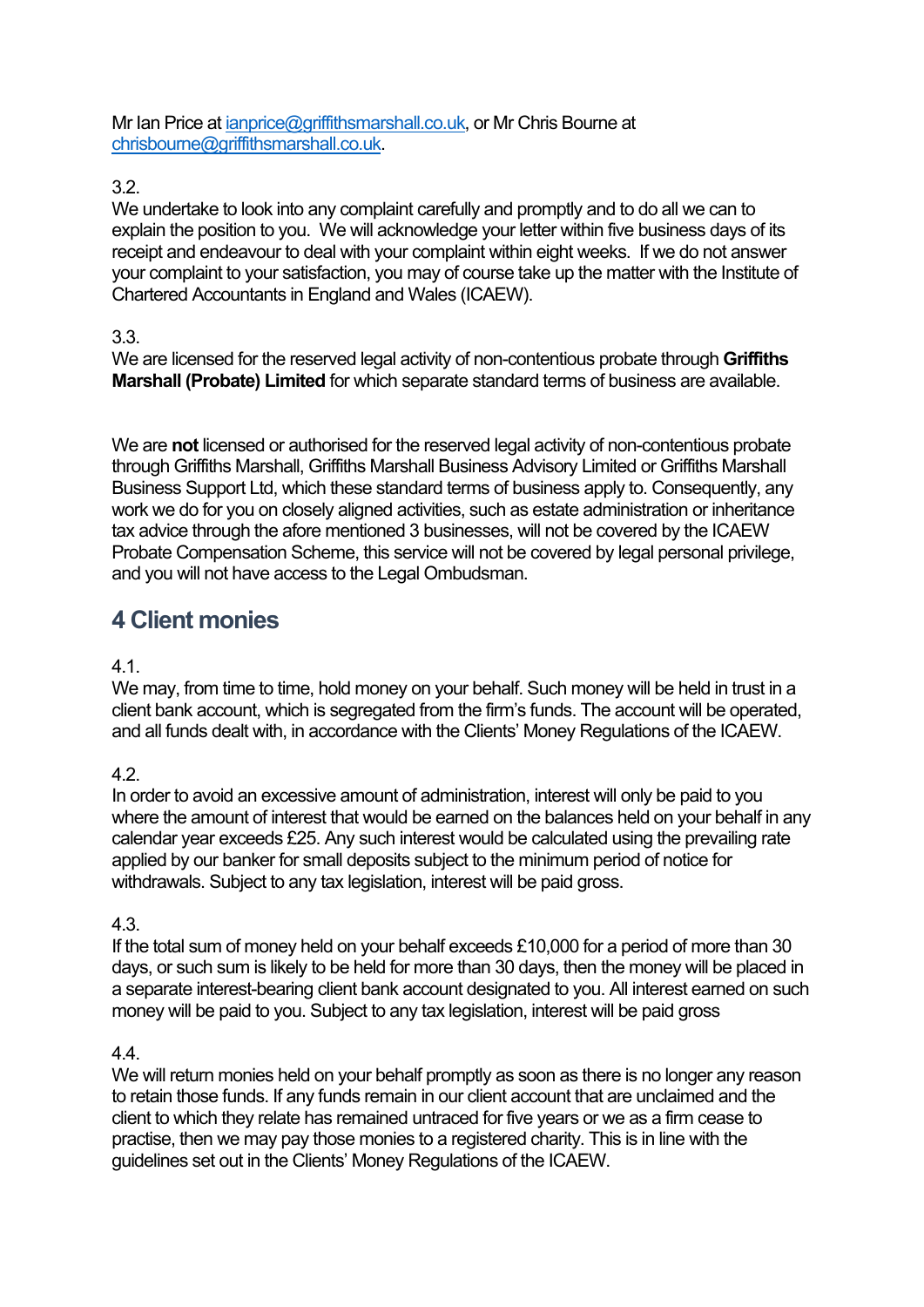Mr Ian Price at [ianprice@griffithsmarshall.co.uk](mailto:ianprice@griffithsmarshall.co.uk), or Mr Chris Bourne at [chrisbourne@griffithsmarshall.co.uk](mailto:chrisbourne@griffithsmarshall.co.uk).

3.2.
We undertake to look into any complaint carefully and promptly and to do all we can to explain the position to you. We will acknowledge your letter within five business days of its receipt and endeavour to deal with your complaint within eight weeks. If we do not answer your complaint to your satisfaction, you may of course take up the matter with the Institute of Chartered Accountants in England and Wales (ICAEW).

3.3.
We are licensed for the reserved legal activity of non-contentious probate through **Griffiths Marshall (Probate) Limited** for which separate standard terms of business are available.

We are **not** licensed or authorised for the reserved legal activity of non-contentious probate through Griffiths Marshall, Griffiths Marshall Business Advisory Limited or Griffiths Marshall Business Support Ltd, which these standard terms of business apply to. Consequently, any work we do for you on closely aligned activities, such as estate administration or inheritance tax advice through the afore mentioned 3 businesses, will not be covered by the ICAEW Probate Compensation Scheme, this service will not be covered by legal personal privilege, and you will not have access to the Legal Ombudsman.

## 4 Client monies

4.1.
We may, from time to time, hold money on your behalf. Such money will be held in trust in a client bank account, which is segregated from the firm's funds. The account will be operated, and all funds dealt with, in accordance with the Clients' Money Regulations of the ICAEW.

4.2.
In order to avoid an excessive amount of administration, interest will only be paid to you where the amount of interest that would be earned on the balances held on your behalf in any calendar year exceeds £25. Any such interest would be calculated using the prevailing rate applied by our banker for small deposits subject to the minimum period of notice for withdrawals. Subject to any tax legislation, interest will be paid gross.

4.3.
If the total sum of money held on your behalf exceeds £10,000 for a period of more than 30 days, or such sum is likely to be held for more than 30 days, then the money will be placed in a separate interest-bearing client bank account designated to you. All interest earned on such money will be paid to you. Subject to any tax legislation, interest will be paid gross

4.4.
We will return monies held on your behalf promptly as soon as there is no longer any reason to retain those funds. If any funds remain in our client account that are unclaimed and the client to which they relate has remained untraced for five years or we as a firm cease to practise, then we may pay those monies to a registered charity. This is in line with the guidelines set out in the Clients' Money Regulations of the ICAEW.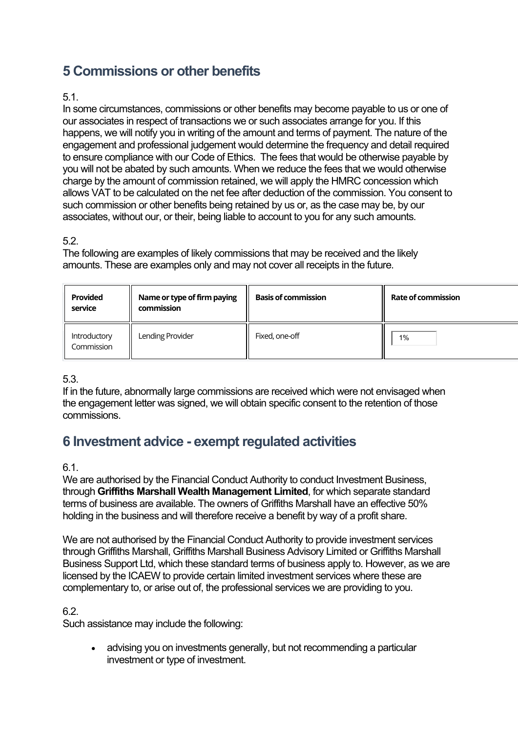## 5 Commissions or other benefits

5.1.
In some circumstances, commissions or other benefits may become payable to us or one of our associates in respect of transactions we or such associates arrange for you. If this happens, we will notify you in writing of the amount and terms of payment. The nature of the engagement and professional judgement would determine the frequency and detail required to ensure compliance with our Code of Ethics. The fees that would be otherwise payable by you will not be abated by such amounts. When we reduce the fees that we would otherwise charge by the amount of commission retained, we will apply the HMRC concession which allows VAT to be calculated on the net fee after deduction of the commission. You consent to such commission or other benefits being retained by us or, as the case may be, by our associates, without our, or their, being liable to account to you for any such amounts.

5.2.
The following are examples of likely commissions that may be received and the likely amounts. These are examples only and may not cover all receipts in the future.

| Provided service | Name or type of firm paying commission | Basis of commission | Rate of commission |
|---|---|---|---|
| Introductory Commission | Lending Provider | Fixed, one-off | 1% |

5.3.
If in the future, abnormally large commissions are received which were not envisaged when the engagement letter was signed, we will obtain specific consent to the retention of those commissions.

## 6 Investment advice - exempt regulated activities

6.1.
We are authorised by the Financial Conduct Authority to conduct Investment Business, through **Griffiths Marshall Wealth Management Limited**, for which separate standard terms of business are available. The owners of Griffiths Marshall have an effective 50% holding in the business and will therefore receive a benefit by way of a profit share.

We are not authorised by the Financial Conduct Authority to provide investment services through Griffiths Marshall, Griffiths Marshall Business Advisory Limited or Griffiths Marshall Business Support Ltd, which these standard terms of business apply to. However, as we are licensed by the ICAEW to provide certain limited investment services where these are complementary to, or arise out of, the professional services we are providing to you.

6.2.
Such assistance may include the following:

- advising you on investments generally, but not recommending a particular investment or type of investment.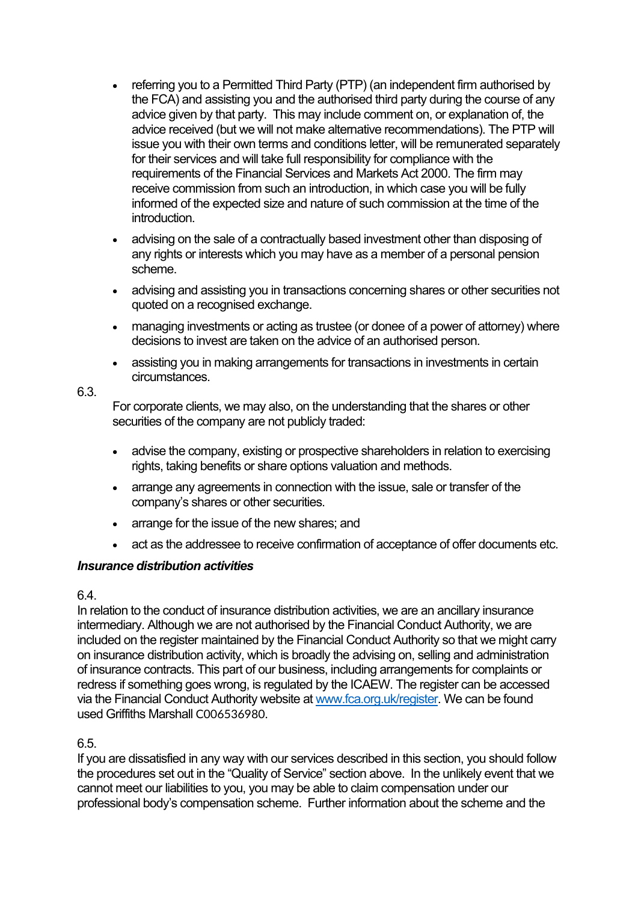- referring you to a Permitted Third Party (PTP) (an independent firm authorised by the FCA) and assisting you and the authorised third party during the course of any advice given by that party. This may include comment on, or explanation of, the advice received (but we will not make alternative recommendations). The PTP will issue you with their own terms and conditions letter, will be remunerated separately for their services and will take full responsibility for compliance with the requirements of the Financial Services and Markets Act 2000. The firm may receive commission from such an introduction, in which case you will be fully informed of the expected size and nature of such commission at the time of the introduction.
- advising on the sale of a contractually based investment other than disposing of any rights or interests which you may have as a member of a personal pension scheme.
- advising and assisting you in transactions concerning shares or other securities not quoted on a recognised exchange.
- managing investments or acting as trustee (or donee of a power of attorney) where decisions to invest are taken on the advice of an authorised person.
- assisting you in making arrangements for transactions in investments in certain circumstances.

6.3.

For corporate clients, we may also, on the understanding that the shares or other securities of the company are not publicly traded:

- advise the company, existing or prospective shareholders in relation to exercising rights, taking benefits or share options valuation and methods.
- arrange any agreements in connection with the issue, sale or transfer of the company's shares or other securities.
- arrange for the issue of the new shares; and
- act as the addressee to receive confirmation of acceptance of offer documents etc.

***Insurance distribution activities***

6.4.

In relation to the conduct of insurance distribution activities, we are an ancillary insurance intermediary. Although we are not authorised by the Financial Conduct Authority, we are included on the register maintained by the Financial Conduct Authority so that we might carry on insurance distribution activity, which is broadly the advising on, selling and administration of insurance contracts. This part of our business, including arrangements for complaints or redress if something goes wrong, is regulated by the ICAEW. The register can be accessed via the Financial Conduct Authority website at [www.fca.org.uk/register](www.fca.org.uk/register). We can be found used Griffiths Marshall C006536980.

6.5.

If you are dissatisfied in any way with our services described in this section, you should follow the procedures set out in the "Quality of Service" section above. In the unlikely event that we cannot meet our liabilities to you, you may be able to claim compensation under our professional body's compensation scheme. Further information about the scheme and the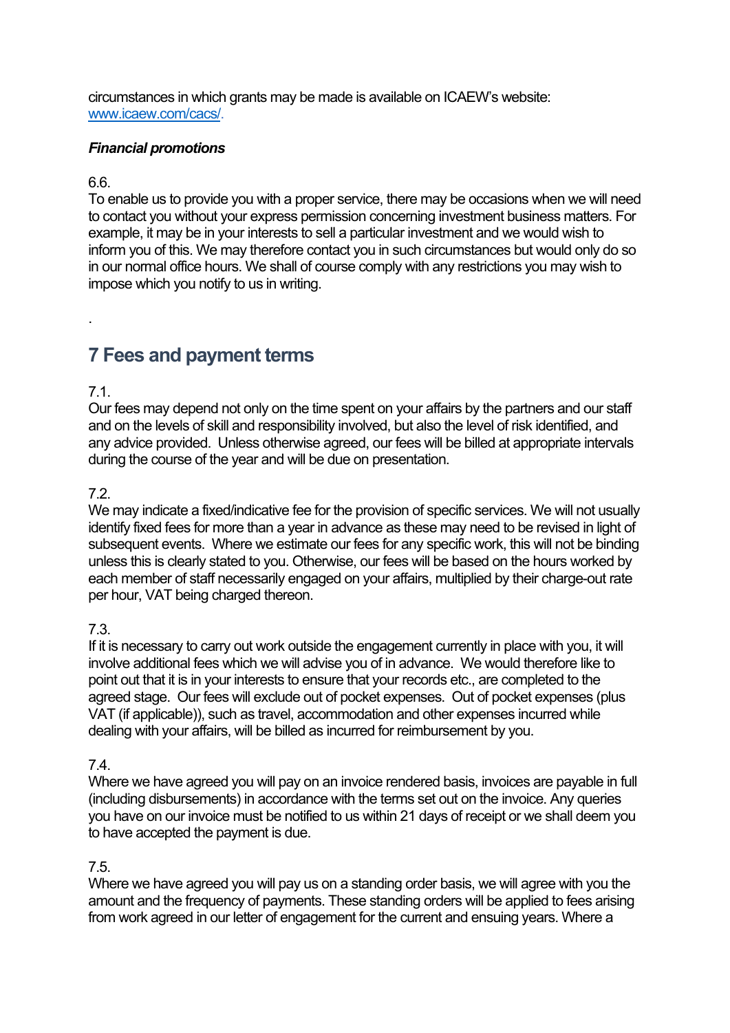circumstances in which grants may be made is available on ICAEW's website: [www.icaew.com/cacs/](http://www.icaew.com/cacs/).

***Financial promotions***

6.6.
To enable us to provide you with a proper service, there may be occasions when we will need to contact you without your express permission concerning investment business matters. For example, it may be in your interests to sell a particular investment and we would wish to inform you of this. We may therefore contact you in such circumstances but would only do so in our normal office hours. We shall of course comply with any restrictions you may wish to impose which you notify to us in writing.

.

## 7 Fees and payment terms

7.1.
Our fees may depend not only on the time spent on your affairs by the partners and our staff and on the levels of skill and responsibility involved, but also the level of risk identified, and any advice provided. Unless otherwise agreed, our fees will be billed at appropriate intervals during the course of the year and will be due on presentation.

7.2.
We may indicate a fixed/indicative fee for the provision of specific services. We will not usually identify fixed fees for more than a year in advance as these may need to be revised in light of subsequent events. Where we estimate our fees for any specific work, this will not be binding unless this is clearly stated to you. Otherwise, our fees will be based on the hours worked by each member of staff necessarily engaged on your affairs, multiplied by their charge-out rate per hour, VAT being charged thereon.

7.3.
If it is necessary to carry out work outside the engagement currently in place with you, it will involve additional fees which we will advise you of in advance. We would therefore like to point out that it is in your interests to ensure that your records etc., are completed to the agreed stage. Our fees will exclude out of pocket expenses. Out of pocket expenses (plus VAT (if applicable)), such as travel, accommodation and other expenses incurred while dealing with your affairs, will be billed as incurred for reimbursement by you.

7.4.
Where we have agreed you will pay on an invoice rendered basis, invoices are payable in full (including disbursements) in accordance with the terms set out on the invoice. Any queries you have on our invoice must be notified to us within 21 days of receipt or we shall deem you to have accepted the payment is due.

7.5.
Where we have agreed you will pay us on a standing order basis, we will agree with you the amount and the frequency of payments. These standing orders will be applied to fees arising from work agreed in our letter of engagement for the current and ensuing years. Where a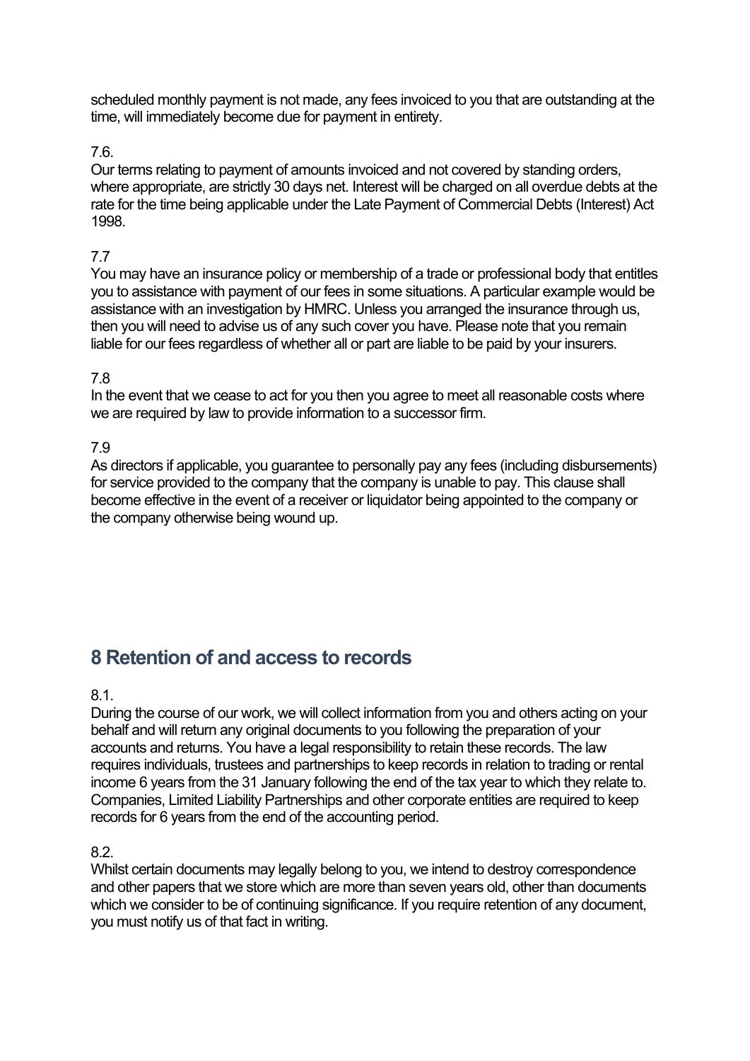scheduled monthly payment is not made, any fees invoiced to you that are outstanding at the time, will immediately become due for payment in entirety.

7.6.

Our terms relating to payment of amounts invoiced and not covered by standing orders, where appropriate, are strictly 30 days net. Interest will be charged on all overdue debts at the rate for the time being applicable under the Late Payment of Commercial Debts (Interest) Act 1998.

7.7

You may have an insurance policy or membership of a trade or professional body that entitles you to assistance with payment of our fees in some situations. A particular example would be assistance with an investigation by HMRC. Unless you arranged the insurance through us, then you will need to advise us of any such cover you have. Please note that you remain liable for our fees regardless of whether all or part are liable to be paid by your insurers.

7.8

In the event that we cease to act for you then you agree to meet all reasonable costs where we are required by law to provide information to a successor firm.

7.9

As directors if applicable, you guarantee to personally pay any fees (including disbursements) for service provided to the company that the company is unable to pay. This clause shall become effective in the event of a receiver or liquidator being appointed to the company or the company otherwise being wound up.

## 8 Retention of and access to records

8.1.

During the course of our work, we will collect information from you and others acting on your behalf and will return any original documents to you following the preparation of your accounts and returns. You have a legal responsibility to retain these records. The law requires individuals, trustees and partnerships to keep records in relation to trading or rental income 6 years from the 31 January following the end of the tax year to which they relate to. Companies, Limited Liability Partnerships and other corporate entities are required to keep records for 6 years from the end of the accounting period.

8.2.

Whilst certain documents may legally belong to you, we intend to destroy correspondence and other papers that we store which are more than seven years old, other than documents which we consider to be of continuing significance. If you require retention of any document, you must notify us of that fact in writing.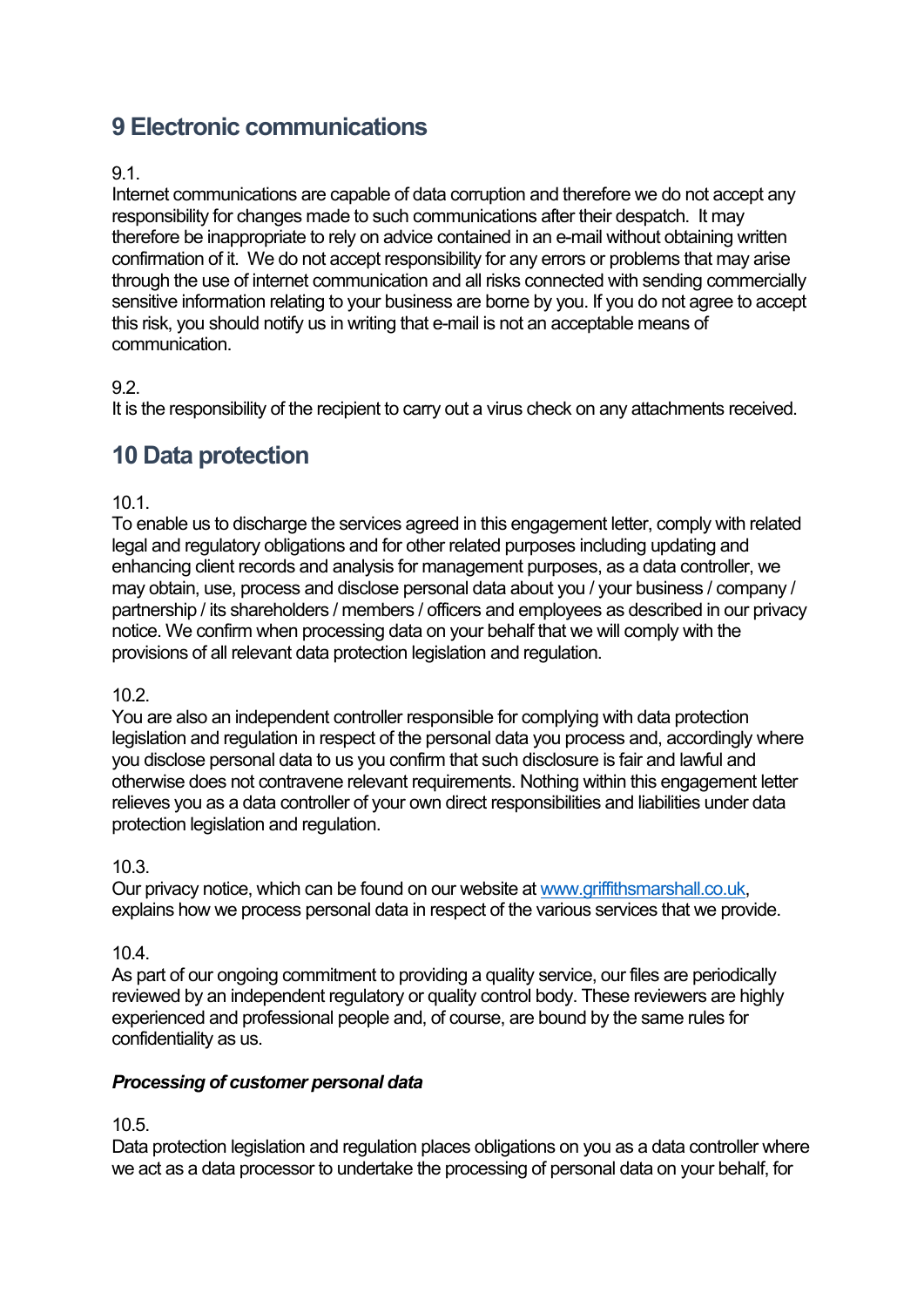## 9 Electronic communications

9.1.
Internet communications are capable of data corruption and therefore we do not accept any responsibility for changes made to such communications after their despatch. It may therefore be inappropriate to rely on advice contained in an e-mail without obtaining written confirmation of it. We do not accept responsibility for any errors or problems that may arise through the use of internet communication and all risks connected with sending commercially sensitive information relating to your business are borne by you. If you do not agree to accept this risk, you should notify us in writing that e-mail is not an acceptable means of communication.

9.2.
It is the responsibility of the recipient to carry out a virus check on any attachments received.

## 10 Data protection

10.1.
To enable us to discharge the services agreed in this engagement letter, comply with related legal and regulatory obligations and for other related purposes including updating and enhancing client records and analysis for management purposes, as a data controller, we may obtain, use, process and disclose personal data about you / your business / company / partnership / its shareholders / members / officers and employees as described in our privacy notice. We confirm when processing data on your behalf that we will comply with the provisions of all relevant data protection legislation and regulation.

10.2.
You are also an independent controller responsible for complying with data protection legislation and regulation in respect of the personal data you process and, accordingly where you disclose personal data to us you confirm that such disclosure is fair and lawful and otherwise does not contravene relevant requirements. Nothing within this engagement letter relieves you as a data controller of your own direct responsibilities and liabilities under data protection legislation and regulation.

10.3.
Our privacy notice, which can be found on our website at [www.griffithsmarshall.co.uk](http://www.griffithsmarshall.co.uk), explains how we process personal data in respect of the various services that we provide.

10.4.
As part of our ongoing commitment to providing a quality service, our files are periodically reviewed by an independent regulatory or quality control body. These reviewers are highly experienced and professional people and, of course, are bound by the same rules for confidentiality as us.

***Processing of customer personal data***

10.5.
Data protection legislation and regulation places obligations on you as a data controller where we act as a data processor to undertake the processing of personal data on your behalf, for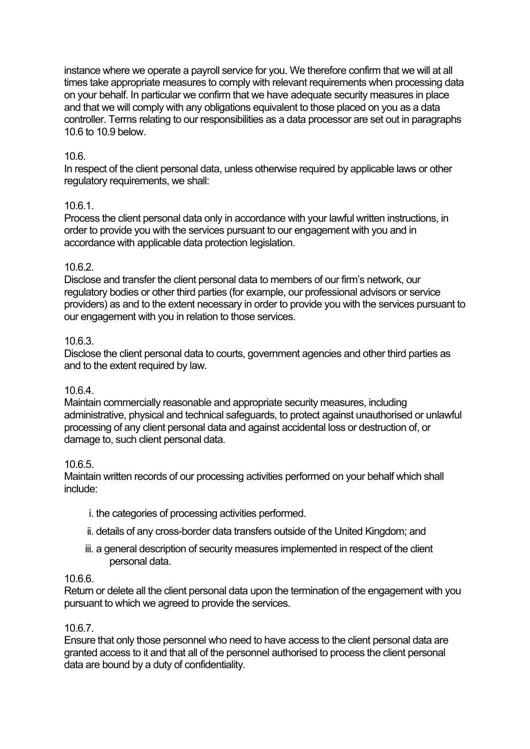instance where we operate a payroll service for you. We therefore confirm that we will at all times take appropriate measures to comply with relevant requirements when processing data on your behalf. In particular we confirm that we have adequate security measures in place and that we will comply with any obligations equivalent to those placed on you as a data controller. Terms relating to our responsibilities as a data processor are set out in paragraphs 10.6 to 10.9 below.

10.6.

In respect of the client personal data, unless otherwise required by applicable laws or other regulatory requirements, we shall:

10.6.1.

Process the client personal data only in accordance with your lawful written instructions, in order to provide you with the services pursuant to our engagement with you and in accordance with applicable data protection legislation.

10.6.2.

Disclose and transfer the client personal data to members of our firm's network, our regulatory bodies or other third parties (for example, our professional advisors or service providers) as and to the extent necessary in order to provide you with the services pursuant to our engagement with you in relation to those services.

10.6.3.

Disclose the client personal data to courts, government agencies and other third parties as and to the extent required by law.

10.6.4.

Maintain commercially reasonable and appropriate security measures, including administrative, physical and technical safeguards, to protect against unauthorised or unlawful processing of any client personal data and against accidental loss or destruction of, or damage to, such client personal data.

10.6.5.

Maintain written records of our processing activities performed on your behalf which shall include:

i. the categories of processing activities performed.

ii. details of any cross-border data transfers outside of the United Kingdom; and

iii. a general description of security measures implemented in respect of the client personal data.

10.6.6.

Return or delete all the client personal data upon the termination of the engagement with you pursuant to which we agreed to provide the services.

10.6.7.

Ensure that only those personnel who need to have access to the client personal data are granted access to it and that all of the personnel authorised to process the client personal data are bound by a duty of confidentiality.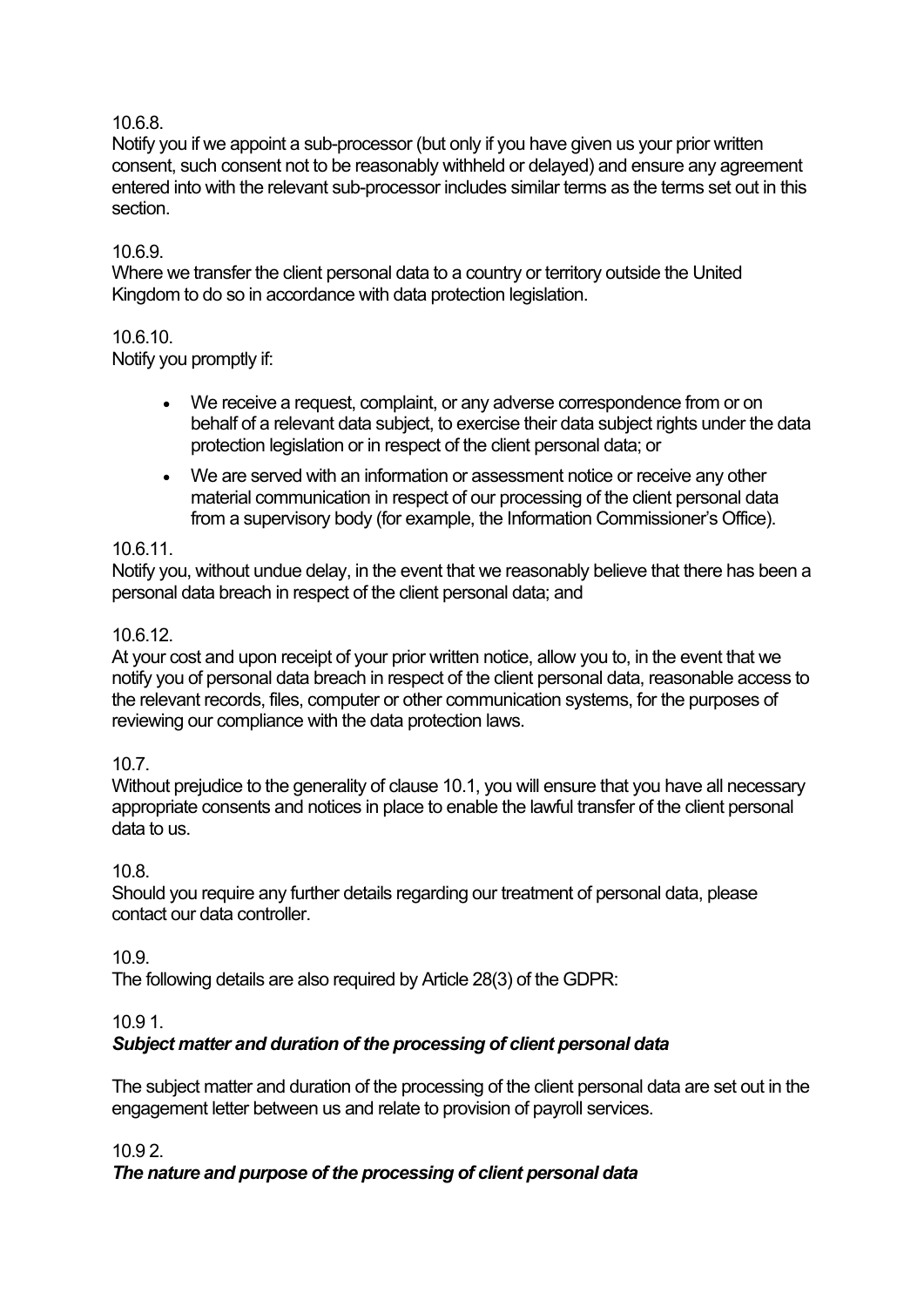10.6.8.
Notify you if we appoint a sub-processor (but only if you have given us your prior written consent, such consent not to be reasonably withheld or delayed) and ensure any agreement entered into with the relevant sub-processor includes similar terms as the terms set out in this section.

10.6.9.
Where we transfer the client personal data to a country or territory outside the United Kingdom to do so in accordance with data protection legislation.

10.6.10.
Notify you promptly if:

- We receive a request, complaint, or any adverse correspondence from or on behalf of a relevant data subject, to exercise their data subject rights under the data protection legislation or in respect of the client personal data; or
- We are served with an information or assessment notice or receive any other material communication in respect of our processing of the client personal data from a supervisory body (for example, the Information Commissioner's Office).

10.6.11.
Notify you, without undue delay, in the event that we reasonably believe that there has been a personal data breach in respect of the client personal data; and

10.6.12.
At your cost and upon receipt of your prior written notice, allow you to, in the event that we notify you of personal data breach in respect of the client personal data, reasonable access to the relevant records, files, computer or other communication systems, for the purposes of reviewing our compliance with the data protection laws.

10.7.
Without prejudice to the generality of clause 10.1, you will ensure that you have all necessary appropriate consents and notices in place to enable the lawful transfer of the client personal data to us.

10.8.
Should you require any further details regarding our treatment of personal data, please contact our data controller.

10.9.
The following details are also required by Article 28(3) of the GDPR:

10.9 1.
***Subject matter and duration of the processing of client personal data***

The subject matter and duration of the processing of the client personal data are set out in the engagement letter between us and relate to provision of payroll services.

10.9 2.
***The nature and purpose of the processing of client personal data***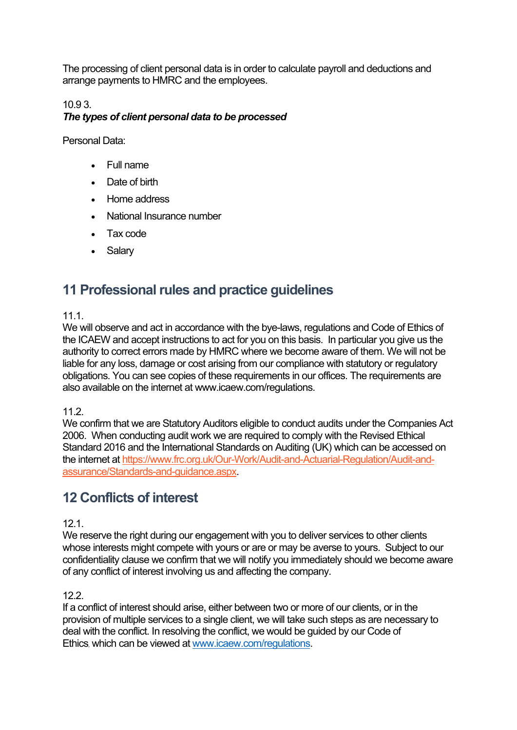The processing of client personal data is in order to calculate payroll and deductions and arrange payments to HMRC and the employees.

10.9 3.
***The types of client personal data to be processed***

Personal Data:

- Full name
- Date of birth
- Home address
- National Insurance number
- Tax code
- Salary

## 11 Professional rules and practice guidelines

11.1.
We will observe and act in accordance with the bye-laws, regulations and Code of Ethics of the ICAEW and accept instructions to act for you on this basis. In particular you give us the authority to correct errors made by HMRC where we become aware of them. We will not be liable for any loss, damage or cost arising from our compliance with statutory or regulatory obligations. You can see copies of these requirements in our offices. The requirements are also available on the internet at www.icaew.com/regulations.

11.2.
We confirm that we are Statutory Auditors eligible to conduct audits under the Companies Act 2006. When conducting audit work we are required to comply with the Revised Ethical Standard 2016 and the International Standards on Auditing (UK) which can be accessed on the internet at https://www.frc.org.uk/Our-Work/Audit-and-Actuarial-Regulation/Audit-and-assurance/Standards-and-guidance.aspx.

## 12 Conflicts of interest

12.1.
We reserve the right during our engagement with you to deliver services to other clients whose interests might compete with yours or are or may be averse to yours. Subject to our confidentiality clause we confirm that we will notify you immediately should we become aware of any conflict of interest involving us and affecting the company.

12.2.
If a conflict of interest should arise, either between two or more of our clients, or in the provision of multiple services to a single client, we will take such steps as are necessary to deal with the conflict. In resolving the conflict, we would be guided by our Code of Ethics, which can be viewed at www.icaew.com/regulations.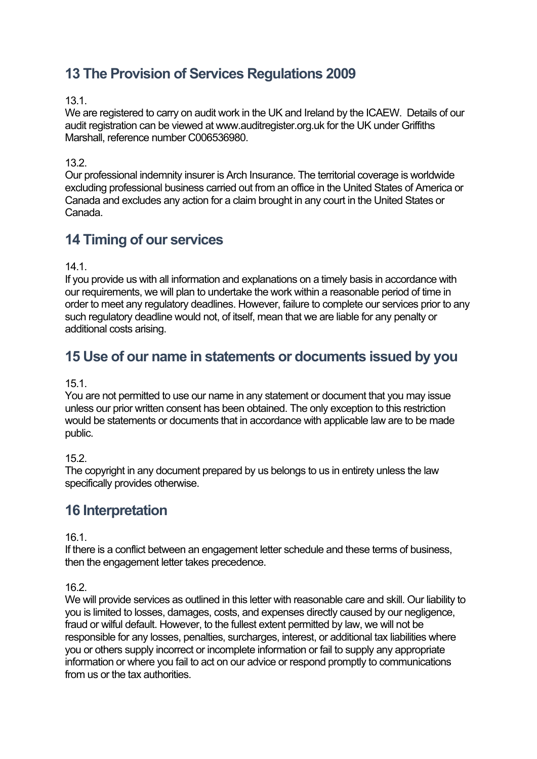## 13 The Provision of Services Regulations 2009

13.1.
We are registered to carry on audit work in the UK and Ireland by the ICAEW. Details of our audit registration can be viewed at www.auditregister.org.uk for the UK under Griffiths Marshall, reference number C006536980.

13.2.
Our professional indemnity insurer is Arch Insurance. The territorial coverage is worldwide excluding professional business carried out from an office in the United States of America or Canada and excludes any action for a claim brought in any court in the United States or Canada.

## 14 Timing of our services

14.1.
If you provide us with all information and explanations on a timely basis in accordance with our requirements, we will plan to undertake the work within a reasonable period of time in order to meet any regulatory deadlines. However, failure to complete our services prior to any such regulatory deadline would not, of itself, mean that we are liable for any penalty or additional costs arising.

## 15 Use of our name in statements or documents issued by you

15.1.
You are not permitted to use our name in any statement or document that you may issue unless our prior written consent has been obtained. The only exception to this restriction would be statements or documents that in accordance with applicable law are to be made public.

15.2.
The copyright in any document prepared by us belongs to us in entirety unless the law specifically provides otherwise.

## 16 Interpretation

16.1.
If there is a conflict between an engagement letter schedule and these terms of business, then the engagement letter takes precedence.

16.2.
We will provide services as outlined in this letter with reasonable care and skill. Our liability to you is limited to losses, damages, costs, and expenses directly caused by our negligence, fraud or wilful default. However, to the fullest extent permitted by law, we will not be responsible for any losses, penalties, surcharges, interest, or additional tax liabilities where you or others supply incorrect or incomplete information or fail to supply any appropriate information or where you fail to act on our advice or respond promptly to communications from us or the tax authorities.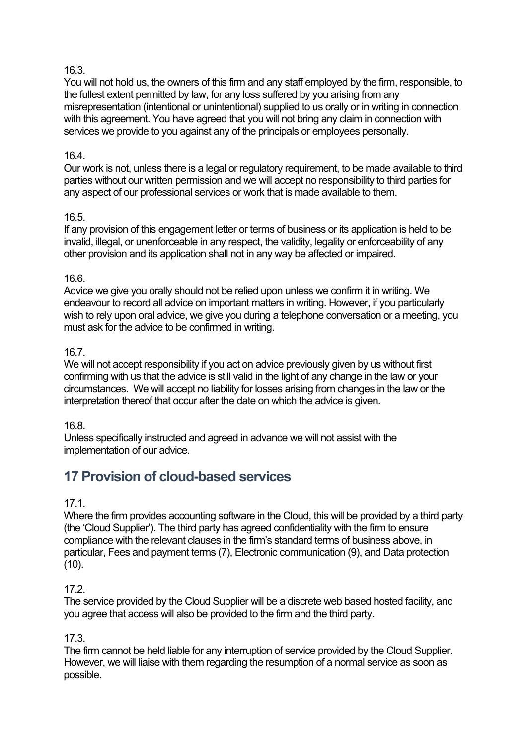16.3.
You will not hold us, the owners of this firm and any staff employed by the firm, responsible, to the fullest extent permitted by law, for any loss suffered by you arising from any misrepresentation (intentional or unintentional) supplied to us orally or in writing in connection with this agreement. You have agreed that you will not bring any claim in connection with services we provide to you against any of the principals or employees personally.

16.4.
Our work is not, unless there is a legal or regulatory requirement, to be made available to third parties without our written permission and we will accept no responsibility to third parties for any aspect of our professional services or work that is made available to them.

16.5.
If any provision of this engagement letter or terms of business or its application is held to be invalid, illegal, or unenforceable in any respect, the validity, legality or enforceability of any other provision and its application shall not in any way be affected or impaired.

16.6.
Advice we give you orally should not be relied upon unless we confirm it in writing. We endeavour to record all advice on important matters in writing. However, if you particularly wish to rely upon oral advice, we give you during a telephone conversation or a meeting, you must ask for the advice to be confirmed in writing.

16.7.
We will not accept responsibility if you act on advice previously given by us without first confirming with us that the advice is still valid in the light of any change in the law or your circumstances. We will accept no liability for losses arising from changes in the law or the interpretation thereof that occur after the date on which the advice is given.

16.8.
Unless specifically instructed and agreed in advance we will not assist with the implementation of our advice.

## 17 Provision of cloud-based services

17.1.
Where the firm provides accounting software in the Cloud, this will be provided by a third party (the 'Cloud Supplier'). The third party has agreed confidentiality with the firm to ensure compliance with the relevant clauses in the firm's standard terms of business above, in particular, Fees and payment terms (7), Electronic communication (9), and Data protection (10).

17.2.
The service provided by the Cloud Supplier will be a discrete web based hosted facility, and you agree that access will also be provided to the firm and the third party.

17.3.
The firm cannot be held liable for any interruption of service provided by the Cloud Supplier. However, we will liaise with them regarding the resumption of a normal service as soon as possible.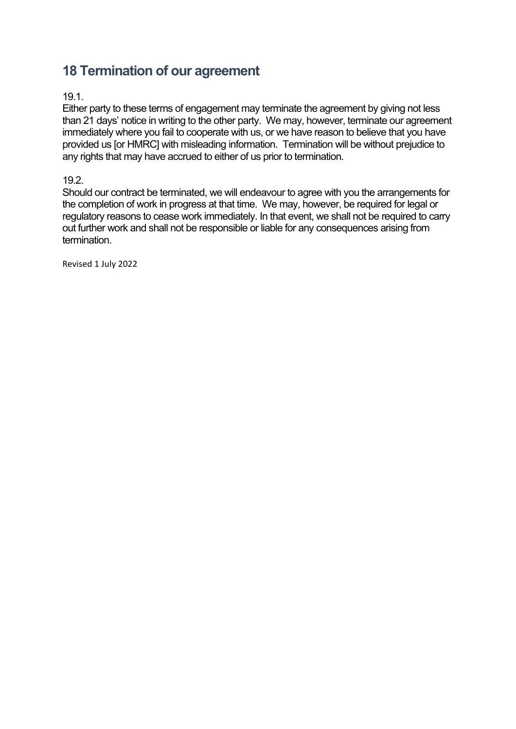## 18 Termination of our agreement

19.1.
Either party to these terms of engagement may terminate the agreement by giving not less than 21 days' notice in writing to the other party. We may, however, terminate our agreement immediately where you fail to cooperate with us, or we have reason to believe that you have provided us [or HMRC] with misleading information. Termination will be without prejudice to any rights that may have accrued to either of us prior to termination.

19.2.
Should our contract be terminated, we will endeavour to agree with you the arrangements for the completion of work in progress at that time. We may, however, be required for legal or regulatory reasons to cease work immediately. In that event, we shall not be required to carry out further work and shall not be responsible or liable for any consequences arising from termination.

Revised 1 July 2022